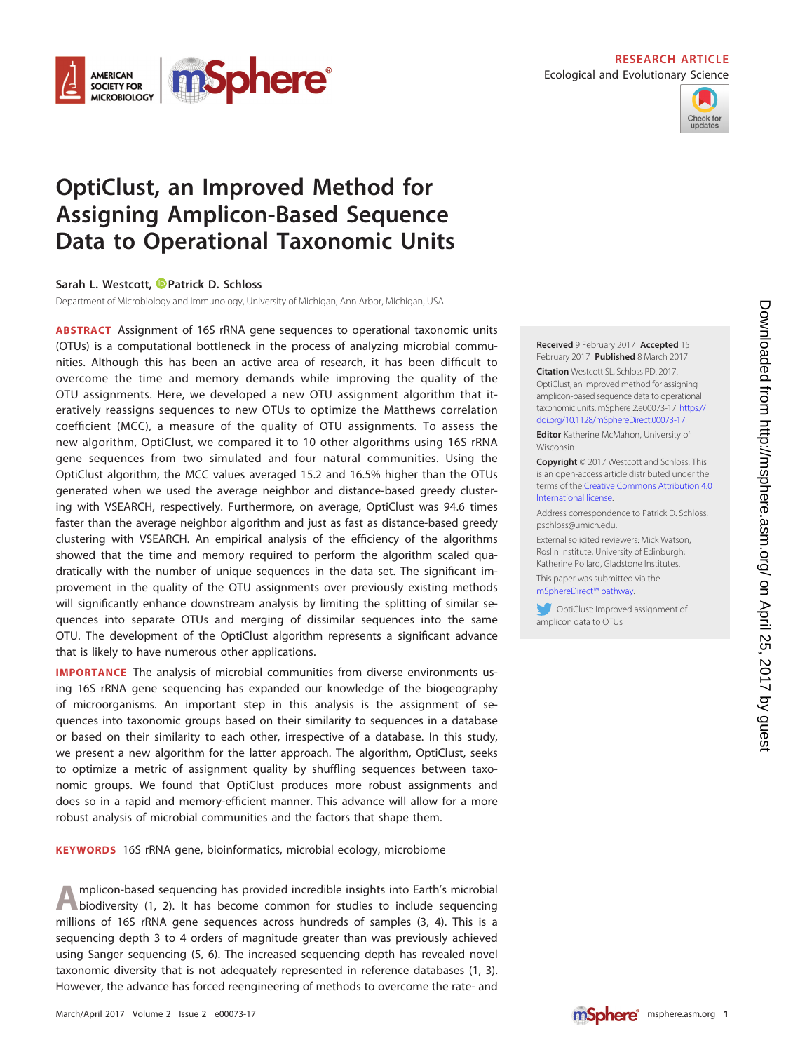RESEARCH ARTICLE
Ecological and Evolutionary Science

# OptiClust, an Improved Method for Assigning Amplicon-Based Sequence Data to Operational Taxonomic Units

**Sarah L. Westcott, Patrick D. Schloss**

Department of Microbiology and Immunology, University of Michigan, Ann Arbor, Michigan, USA

**ABSTRACT** Assignment of 16S rRNA gene sequences to operational taxonomic units (OTUs) is a computational bottleneck in the process of analyzing microbial communities. Although this has been an active area of research, it has been difficult to overcome the time and memory demands while improving the quality of the OTU assignments. Here, we developed a new OTU assignment algorithm that iteratively reassigns sequences to new OTUs to optimize the Matthews correlation coefficient (MCC), a measure of the quality of OTU assignments. To assess the new algorithm, OptiClust, we compared it to 10 other algorithms using 16S rRNA gene sequences from two simulated and four natural communities. Using the OptiClust algorithm, the MCC values averaged 15.2 and 16.5% higher than the OTUs generated when we used the average neighbor and distance-based greedy clustering with VSEARCH, respectively. Furthermore, on average, OptiClust was 94.6 times faster than the average neighbor algorithm and just as fast as distance-based greedy clustering with VSEARCH. An empirical analysis of the efficiency of the algorithms showed that the time and memory required to perform the algorithm scaled quadratically with the number of unique sequences in the data set. The significant improvement in the quality of the OTU assignments over previously existing methods will significantly enhance downstream analysis by limiting the splitting of similar sequences into separate OTUs and merging of dissimilar sequences into the same OTU. The development of the OptiClust algorithm represents a significant advance that is likely to have numerous other applications.

**IMPORTANCE** The analysis of microbial communities from diverse environments using 16S rRNA gene sequencing has expanded our knowledge of the biogeography of microorganisms. An important step in this analysis is the assignment of sequences into taxonomic groups based on their similarity to sequences in a database or based on their similarity to each other, irrespective of a database. In this study, we present a new algorithm for the latter approach. The algorithm, OptiClust, seeks to optimize a metric of assignment quality by shuffling sequences between taxonomic groups. We found that OptiClust produces more robust assignments and does so in a rapid and memory-efficient manner. This advance will allow for a more robust analysis of microbial communities and the factors that shape them.

**KEYWORDS** 16S rRNA gene, bioinformatics, microbial ecology, microbiome

**Received** 9 February 2017 **Accepted** 15 February 2017 **Published** 8 March 2017

**Citation** Westcott SL, Schloss PD. 2017. OptiClust, an improved method for assigning amplicon-based sequence data to operational taxonomic units. mSphere 2:e00073-17. https://doi.org/10.1128/mSphereDirect.00073-17.

**Editor** Katherine McMahon, University of Wisconsin

**Copyright** © 2017 Westcott and Schloss. This is an open-access article distributed under the terms of the Creative Commons Attribution 4.0 International license.

Address correspondence to Patrick D. Schloss, pschloss@umich.edu.

External solicited reviewers: Mick Watson, Roslin Institute, University of Edinburgh; Katherine Pollard, Gladstone Institutes.

This paper was submitted via the mSphereDirect™ pathway.

OptiClust: Improved assignment of amplicon data to OTUs

Amplicon-based sequencing has provided incredible insights into Earth's microbial biodiversity (1, 2). It has become common for studies to include sequencing millions of 16S rRNA gene sequences across hundreds of samples (3, 4). This is a sequencing depth 3 to 4 orders of magnitude greater than was previously achieved using Sanger sequencing (5, 6). The increased sequencing depth has revealed novel taxonomic diversity that is not adequately represented in reference databases (1, 3). However, the advance has forced reengineering of methods to overcome the rate- and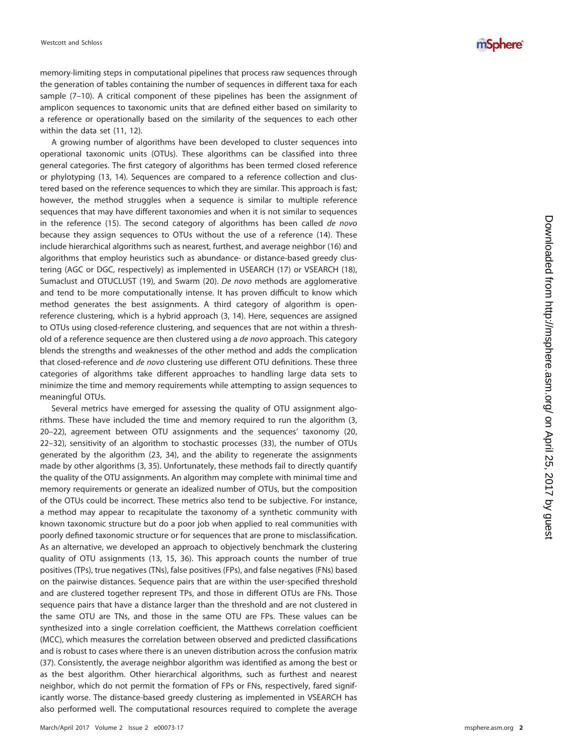memory-limiting steps in computational pipelines that process raw sequences through the generation of tables containing the number of sequences in different taxa for each sample (7–10). A critical component of these pipelines has been the assignment of amplicon sequences to taxonomic units that are defined either based on similarity to a reference or operationally based on the similarity of the sequences to each other within the data set (11, 12).

A growing number of algorithms have been developed to cluster sequences into operational taxonomic units (OTUs). These algorithms can be classified into three general categories. The first category of algorithms has been termed closed reference or phylotyping (13, 14). Sequences are compared to a reference collection and clustered based on the reference sequences to which they are similar. This approach is fast; however, the method struggles when a sequence is similar to multiple reference sequences that may have different taxonomies and when it is not similar to sequences in the reference (15). The second category of algorithms has been called *de novo* because they assign sequences to OTUs without the use of a reference (14). These include hierarchical algorithms such as nearest, furthest, and average neighbor (16) and algorithms that employ heuristics such as abundance- or distance-based greedy clustering (AGC or DGC, respectively) as implemented in USEARCH (17) or VSEARCH (18), Sumaclust and OTUCLUST (19), and Swarm (20). *De novo* methods are agglomerative and tend to be more computationally intense. It has proven difficult to know which method generates the best assignments. A third category of algorithm is open-reference clustering, which is a hybrid approach (3, 14). Here, sequences are assigned to OTUs using closed-reference clustering, and sequences that are not within a threshold of a reference sequence are then clustered using a *de novo* approach. This category blends the strengths and weaknesses of the other method and adds the complication that closed-reference and *de novo* clustering use different OTU definitions. These three categories of algorithms take different approaches to handling large data sets to minimize the time and memory requirements while attempting to assign sequences to meaningful OTUs.

Several metrics have emerged for assessing the quality of OTU assignment algorithms. These have included the time and memory required to run the algorithm (3, 20–22), agreement between OTU assignments and the sequences' taxonomy (20, 22–32), sensitivity of an algorithm to stochastic processes (33), the number of OTUs generated by the algorithm (23, 34), and the ability to regenerate the assignments made by other algorithms (3, 35). Unfortunately, these methods fail to directly quantify the quality of the OTU assignments. An algorithm may complete with minimal time and memory requirements or generate an idealized number of OTUs, but the composition of the OTUs could be incorrect. These metrics also tend to be subjective. For instance, a method may appear to recapitulate the taxonomy of a synthetic community with known taxonomic structure but do a poor job when applied to real communities with poorly defined taxonomic structure or for sequences that are prone to misclassification. As an alternative, we developed an approach to objectively benchmark the clustering quality of OTU assignments (13, 15, 36). This approach counts the number of true positives (TPs), true negatives (TNs), false positives (FPs), and false negatives (FNs) based on the pairwise distances. Sequence pairs that are within the user-specified threshold and are clustered together represent TPs, and those in different OTUs are FNs. Those sequence pairs that have a distance larger than the threshold and are not clustered in the same OTU are TNs, and those in the same OTU are FPs. These values can be synthesized into a single correlation coefficient, the Matthews correlation coefficient (MCC), which measures the correlation between observed and predicted classifications and is robust to cases where there is an uneven distribution across the confusion matrix (37). Consistently, the average neighbor algorithm was identified as among the best or as the best algorithm. Other hierarchical algorithms, such as furthest and nearest neighbor, which do not permit the formation of FPs or FNs, respectively, fared significantly worse. The distance-based greedy clustering as implemented in VSEARCH has also performed well. The computational resources required to complete the average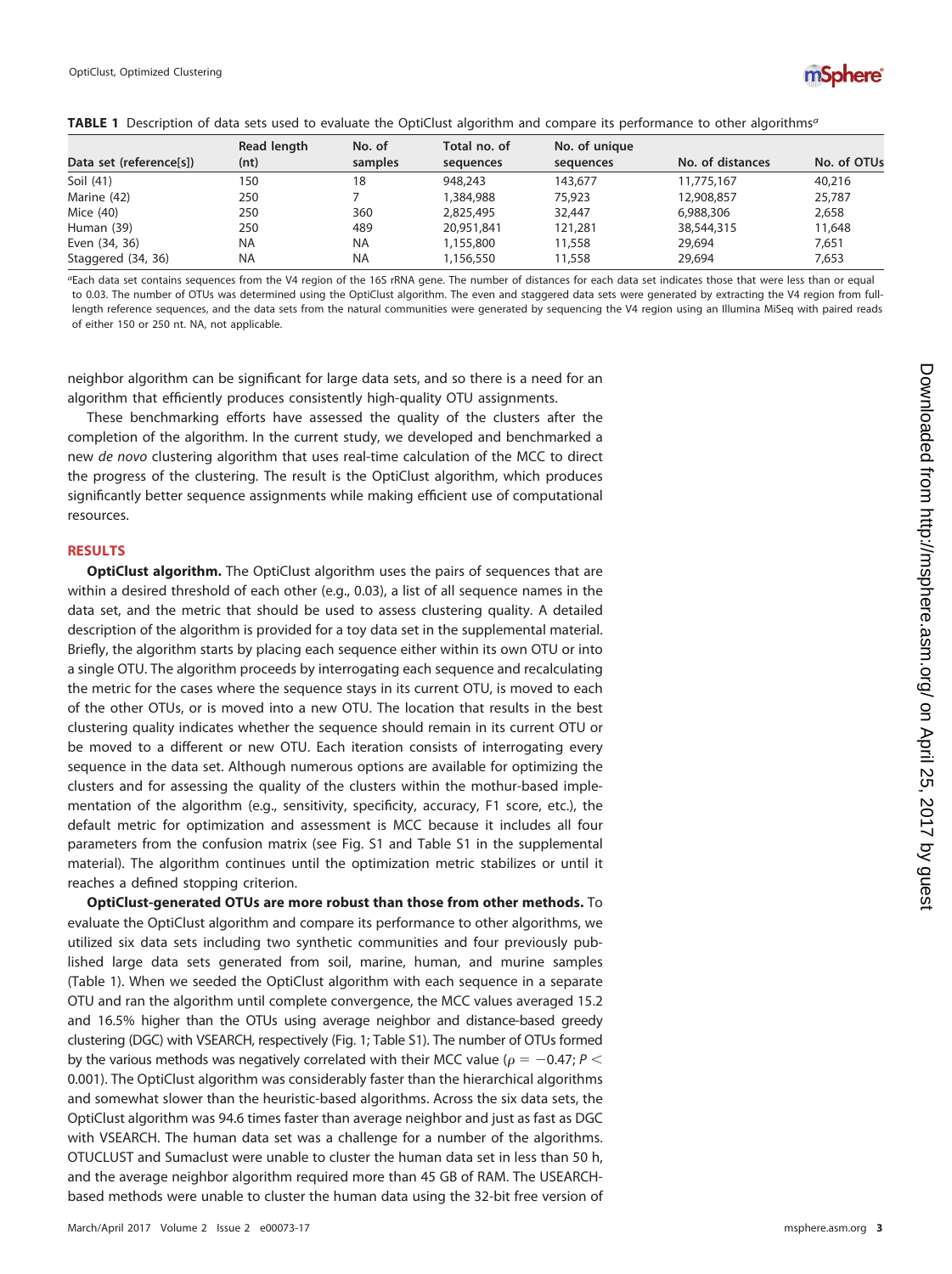**TABLE 1** Description of data sets used to evaluate the OptiClust algorithm and compare its performance to other algorithms[a]

| Data set (reference[s]) | Read length (nt) | No. of samples | Total no. of sequences | No. of unique sequences | No. of distances | No. of OTUs |
|---|---|---|---|---|---|---|
| Soil (41) | 150 | 18 | 948,243 | 143,677 | 11,775,167 | 40,216 |
| Marine (42) | 250 | 7 | 1,384,988 | 75,923 | 12,908,857 | 25,787 |
| Mice (40) | 250 | 360 | 2,825,495 | 32,447 | 6,988,306 | 2,658 |
| Human (39) | 250 | 489 | 20,951,841 | 121,281 | 38,544,315 | 11,648 |
| Even (34, 36) | NA | NA | 1,155,800 | 11,558 | 29,694 | 7,651 |
| Staggered (34, 36) | NA | NA | 1,156,550 | 11,558 | 29,694 | 7,653 |

[a]Each data set contains sequences from the V4 region of the 16S rRNA gene. The number of distances for each data set indicates those that were less than or equal to 0.03. The number of OTUs was determined using the OptiClust algorithm. The even and staggered data sets were generated by extracting the V4 region from full-length reference sequences, and the data sets from the natural communities were generated by sequencing the V4 region using an Illumina MiSeq with paired reads of either 150 or 250 nt. NA, not applicable.

neighbor algorithm can be significant for large data sets, and so there is a need for an algorithm that efficiently produces consistently high-quality OTU assignments.

These benchmarking efforts have assessed the quality of the clusters after the completion of the algorithm. In the current study, we developed and benchmarked a new *de novo* clustering algorithm that uses real-time calculation of the MCC to direct the progress of the clustering. The result is the OptiClust algorithm, which produces significantly better sequence assignments while making efficient use of computational resources.

## RESULTS

**OptiClust algorithm.** The OptiClust algorithm uses the pairs of sequences that are within a desired threshold of each other (e.g., 0.03), a list of all sequence names in the data set, and the metric that should be used to assess clustering quality. A detailed description of the algorithm is provided for a toy data set in the supplemental material. Briefly, the algorithm starts by placing each sequence either within its own OTU or into a single OTU. The algorithm proceeds by interrogating each sequence and recalculating the metric for the cases where the sequence stays in its current OTU, is moved to each of the other OTUs, or is moved into a new OTU. The location that results in the best clustering quality indicates whether the sequence should remain in its current OTU or be moved to a different or new OTU. Each iteration consists of interrogating every sequence in the data set. Although numerous options are available for optimizing the clusters and for assessing the quality of the clusters within the mothur-based implementation of the algorithm (e.g., sensitivity, specificity, accuracy, F1 score, etc.), the default metric for optimization and assessment is MCC because it includes all four parameters from the confusion matrix (see Fig. S1 and Table S1 in the supplemental material). The algorithm continues until the optimization metric stabilizes or until it reaches a defined stopping criterion.

**OptiClust-generated OTUs are more robust than those from other methods.** To evaluate the OptiClust algorithm and compare its performance to other algorithms, we utilized six data sets including two synthetic communities and four previously published large data sets generated from soil, marine, human, and murine samples (Table 1). When we seeded the OptiClust algorithm with each sequence in a separate OTU and ran the algorithm until complete convergence, the MCC values averaged 15.2 and 16.5% higher than the OTUs using average neighbor and distance-based greedy clustering (DGC) with VSEARCH, respectively (Fig. 1; Table S1). The number of OTUs formed by the various methods was negatively correlated with their MCC value ($\rho = -0.47$; $P < 0.001$). The OptiClust algorithm was considerably faster than the hierarchical algorithms and somewhat slower than the heuristic-based algorithms. Across the six data sets, the OptiClust algorithm was 94.6 times faster than average neighbor and just as fast as DGC with VSEARCH. The human data set was a challenge for a number of the algorithms. OTUCLUST and Sumaclust were unable to cluster the human data set in less than 50 h, and the average neighbor algorithm required more than 45 GB of RAM. The USEARCH-based methods were unable to cluster the human data using the 32-bit free version of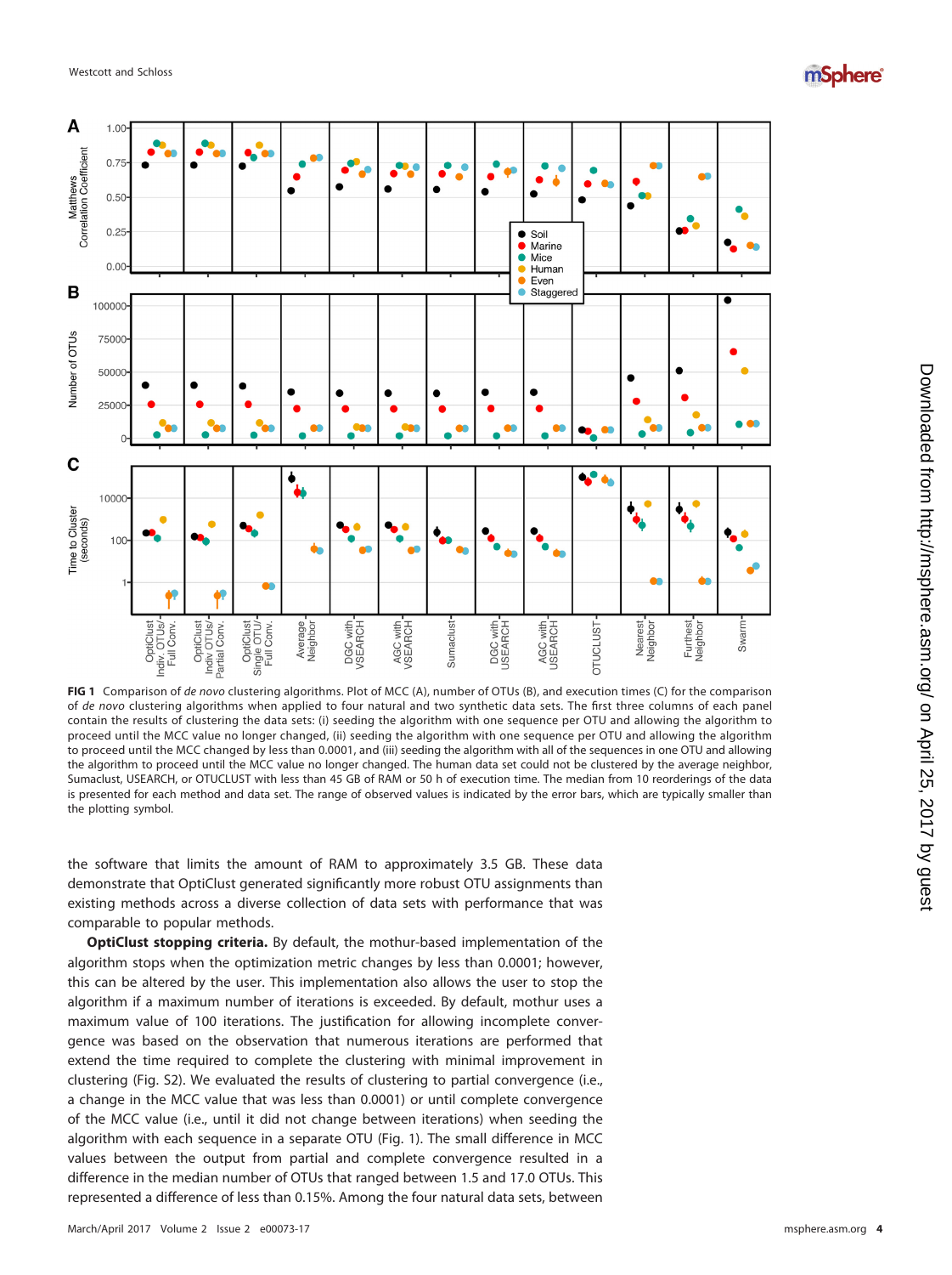**FIG 1** Comparison of *de novo* clustering algorithms. Plot of MCC (A), number of OTUs (B), and execution times (C) for the comparison of *de novo* clustering algorithms when applied to four natural and two synthetic data sets. The first three columns of each panel contain the results of clustering the data sets: (i) seeding the algorithm with one sequence per OTU and allowing the algorithm to proceed until the MCC value no longer changed, (ii) seeding the algorithm with one sequence per OTU and allowing the algorithm to proceed until the MCC changed by less than 0.0001, and (iii) seeding the algorithm with all of the sequences in one OTU and allowing the algorithm to proceed until the MCC value no longer changed. The human data set could not be clustered by the average neighbor, Sumaclust, USEARCH, or OTUCLUST with less than 45 GB of RAM or 50 h of execution time. The median from 10 reorderings of the data is presented for each method and data set. The range of observed values is indicated by the error bars, which are typically smaller than the plotting symbol.

the software that limits the amount of RAM to approximately 3.5 GB. These data demonstrate that OptiClust generated significantly more robust OTU assignments than existing methods across a diverse collection of data sets with performance that was comparable to popular methods.

**OptiClust stopping criteria.** By default, the mothur-based implementation of the algorithm stops when the optimization metric changes by less than 0.0001; however, this can be altered by the user. This implementation also allows the user to stop the algorithm if a maximum number of iterations is exceeded. By default, mothur uses a maximum value of 100 iterations. The justification for allowing incomplete convergence was based on the observation that numerous iterations are performed that extend the time required to complete the clustering with minimal improvement in clustering (Fig. S2). We evaluated the results of clustering to partial convergence (i.e., a change in the MCC value that was less than 0.0001) or until complete convergence of the MCC value (i.e., until it did not change between iterations) when seeding the algorithm with each sequence in a separate OTU (Fig. 1). The small difference in MCC values between the output from partial and complete convergence resulted in a difference in the median number of OTUs that ranged between 1.5 and 17.0 OTUs. This represented a difference of less than 0.15%. Among the four natural data sets, between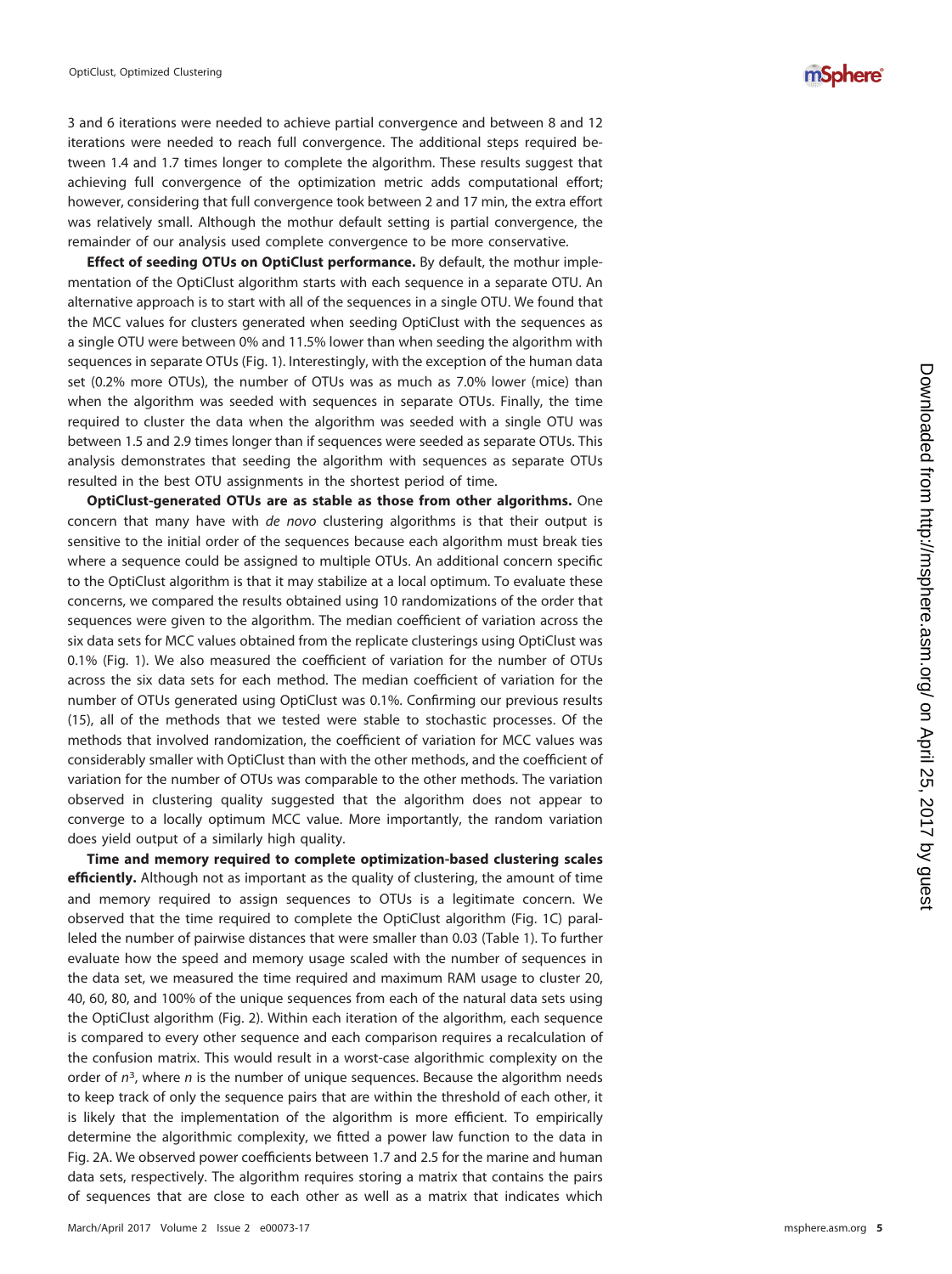3 and 6 iterations were needed to achieve partial convergence and between 8 and 12 iterations were needed to reach full convergence. The additional steps required between 1.4 and 1.7 times longer to complete the algorithm. These results suggest that achieving full convergence of the optimization metric adds computational effort; however, considering that full convergence took between 2 and 17 min, the extra effort was relatively small. Although the mothur default setting is partial convergence, the remainder of our analysis used complete convergence to be more conservative.

**Effect of seeding OTUs on OptiClust performance.** By default, the mothur implementation of the OptiClust algorithm starts with each sequence in a separate OTU. An alternative approach is to start with all of the sequences in a single OTU. We found that the MCC values for clusters generated when seeding OptiClust with the sequences as a single OTU were between 0% and 11.5% lower than when seeding the algorithm with sequences in separate OTUs (Fig. 1). Interestingly, with the exception of the human data set (0.2% more OTUs), the number of OTUs was as much as 7.0% lower (mice) than when the algorithm was seeded with sequences in separate OTUs. Finally, the time required to cluster the data when the algorithm was seeded with a single OTU was between 1.5 and 2.9 times longer than if sequences were seeded as separate OTUs. This analysis demonstrates that seeding the algorithm with sequences as separate OTUs resulted in the best OTU assignments in the shortest period of time.

**OptiClust-generated OTUs are as stable as those from other algorithms.** One concern that many have with *de novo* clustering algorithms is that their output is sensitive to the initial order of the sequences because each algorithm must break ties where a sequence could be assigned to multiple OTUs. An additional concern specific to the OptiClust algorithm is that it may stabilize at a local optimum. To evaluate these concerns, we compared the results obtained using 10 randomizations of the order that sequences were given to the algorithm. The median coefficient of variation across the six data sets for MCC values obtained from the replicate clusterings using OptiClust was 0.1% (Fig. 1). We also measured the coefficient of variation for the number of OTUs across the six data sets for each method. The median coefficient of variation for the number of OTUs generated using OptiClust was 0.1%. Confirming our previous results (15), all of the methods that we tested were stable to stochastic processes. Of the methods that involved randomization, the coefficient of variation for MCC values was considerably smaller with OptiClust than with the other methods, and the coefficient of variation for the number of OTUs was comparable to the other methods. The variation observed in clustering quality suggested that the algorithm does not appear to converge to a locally optimum MCC value. More importantly, the random variation does yield output of a similarly high quality.

**Time and memory required to complete optimization-based clustering scales efficiently.** Although not as important as the quality of clustering, the amount of time and memory required to assign sequences to OTUs is a legitimate concern. We observed that the time required to complete the OptiClust algorithm (Fig. 1C) paralleled the number of pairwise distances that were smaller than 0.03 (Table 1). To further evaluate how the speed and memory usage scaled with the number of sequences in the data set, we measured the time required and maximum RAM usage to cluster 20, 40, 60, 80, and 100% of the unique sequences from each of the natural data sets using the OptiClust algorithm (Fig. 2). Within each iteration of the algorithm, each sequence is compared to every other sequence and each comparison requires a recalculation of the confusion matrix. This would result in a worst-case algorithmic complexity on the order of $n^3$, where $n$ is the number of unique sequences. Because the algorithm needs to keep track of only the sequence pairs that are within the threshold of each other, it is likely that the implementation of the algorithm is more efficient. To empirically determine the algorithmic complexity, we fitted a power law function to the data in Fig. 2A. We observed power coefficients between 1.7 and 2.5 for the marine and human data sets, respectively. The algorithm requires storing a matrix that contains the pairs of sequences that are close to each other as well as a matrix that indicates which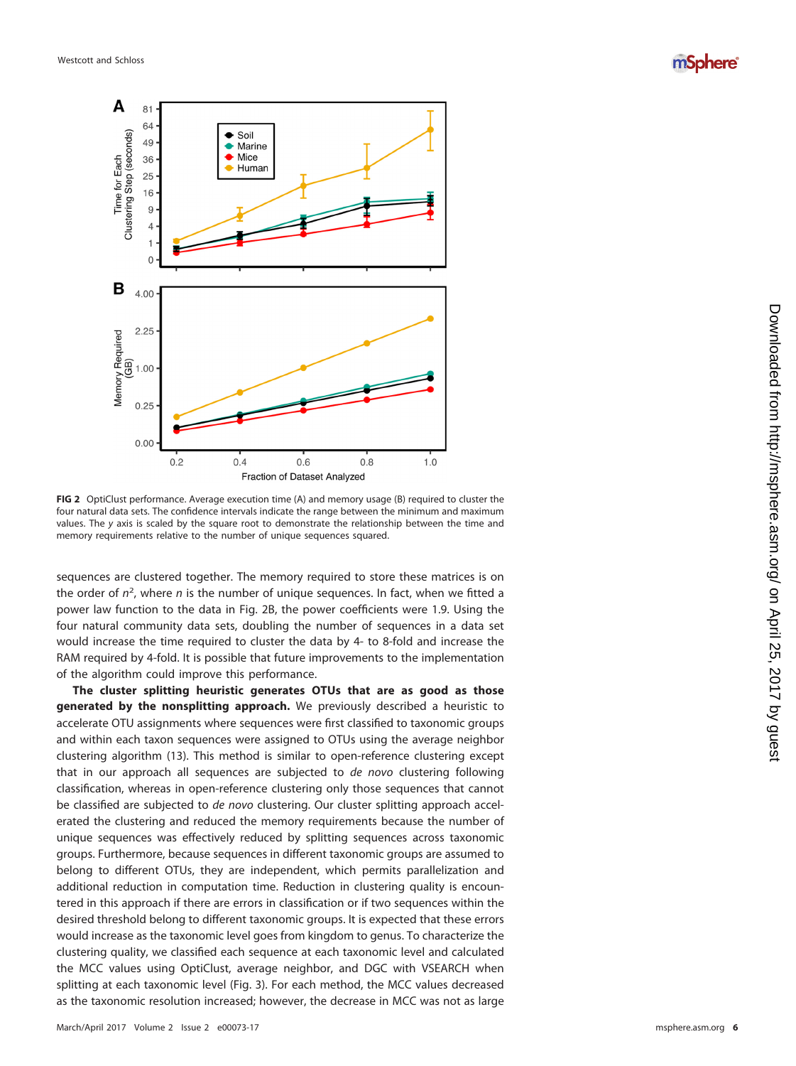**FIG 2** OptiClust performance. Average execution time (A) and memory usage (B) required to cluster the four natural data sets. The confidence intervals indicate the range between the minimum and maximum values. The *y* axis is scaled by the square root to demonstrate the relationship between the time and memory requirements relative to the number of unique sequences squared.

sequences are clustered together. The memory required to store these matrices is on the order of $n^2$, where $n$ is the number of unique sequences. In fact, when we fitted a power law function to the data in Fig. 2B, the power coefficients were 1.9. Using the four natural community data sets, doubling the number of sequences in a data set would increase the time required to cluster the data by 4- to 8-fold and increase the RAM required by 4-fold. It is possible that future improvements to the implementation of the algorithm could improve this performance.

**The cluster splitting heuristic generates OTUs that are as good as those generated by the nonsplitting approach.** We previously described a heuristic to accelerate OTU assignments where sequences were first classified to taxonomic groups and within each taxon sequences were assigned to OTUs using the average neighbor clustering algorithm (13). This method is similar to open-reference clustering except that in our approach all sequences are subjected to *de novo* clustering following classification, whereas in open-reference clustering only those sequences that cannot be classified are subjected to *de novo* clustering. Our cluster splitting approach accelerated the clustering and reduced the memory requirements because the number of unique sequences was effectively reduced by splitting sequences across taxonomic groups. Furthermore, because sequences in different taxonomic groups are assumed to belong to different OTUs, they are independent, which permits parallelization and additional reduction in computation time. Reduction in clustering quality is encountered in this approach if there are errors in classification or if two sequences within the desired threshold belong to different taxonomic groups. It is expected that these errors would increase as the taxonomic level goes from kingdom to genus. To characterize the clustering quality, we classified each sequence at each taxonomic level and calculated the MCC values using OptiClust, average neighbor, and DGC with VSEARCH when splitting at each taxonomic level (Fig. 3). For each method, the MCC values decreased as the taxonomic resolution increased; however, the decrease in MCC was not as large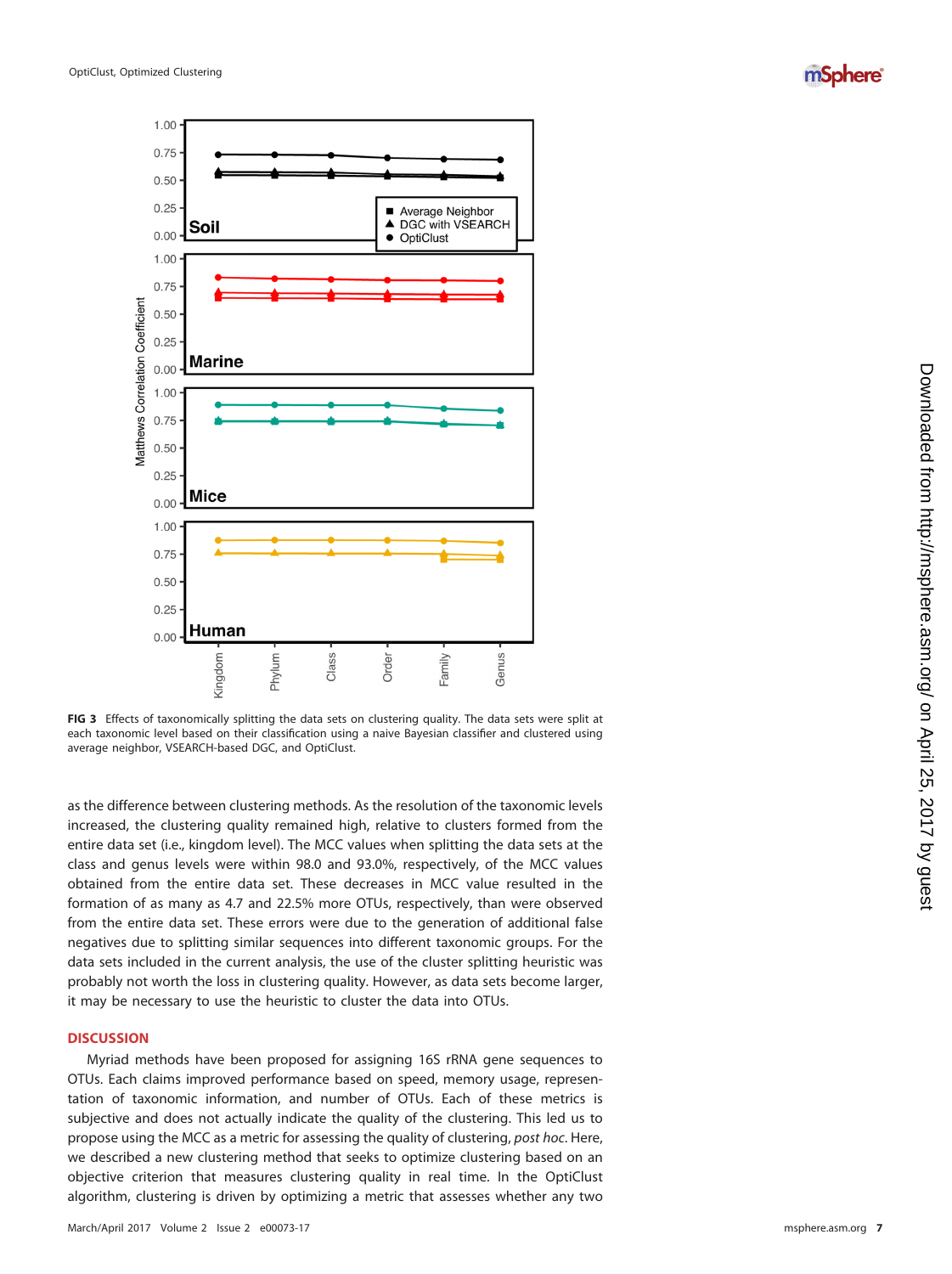FIG 3 Effects of taxonomically splitting the data sets on clustering quality. The data sets were split at each taxonomic level based on their classification using a naive Bayesian classifier and clustered using average neighbor, VSEARCH-based DGC, and OptiClust.

as the difference between clustering methods. As the resolution of the taxonomic levels increased, the clustering quality remained high, relative to clusters formed from the entire data set (i.e., kingdom level). The MCC values when splitting the data sets at the class and genus levels were within 98.0 and 93.0%, respectively, of the MCC values obtained from the entire data set. These decreases in MCC value resulted in the formation of as many as 4.7 and 22.5% more OTUs, respectively, than were observed from the entire data set. These errors were due to the generation of additional false negatives due to splitting similar sequences into different taxonomic groups. For the data sets included in the current analysis, the use of the cluster splitting heuristic was probably not worth the loss in clustering quality. However, as data sets become larger, it may be necessary to use the heuristic to cluster the data into OTUs.

## DISCUSSION

Myriad methods have been proposed for assigning 16S rRNA gene sequences to OTUs. Each claims improved performance based on speed, memory usage, representation of taxonomic information, and number of OTUs. Each of these metrics is subjective and does not actually indicate the quality of the clustering. This led us to propose using the MCC as a metric for assessing the quality of clustering, *post hoc*. Here, we described a new clustering method that seeks to optimize clustering based on an objective criterion that measures clustering quality in real time. In the OptiClust algorithm, clustering is driven by optimizing a metric that assesses whether any two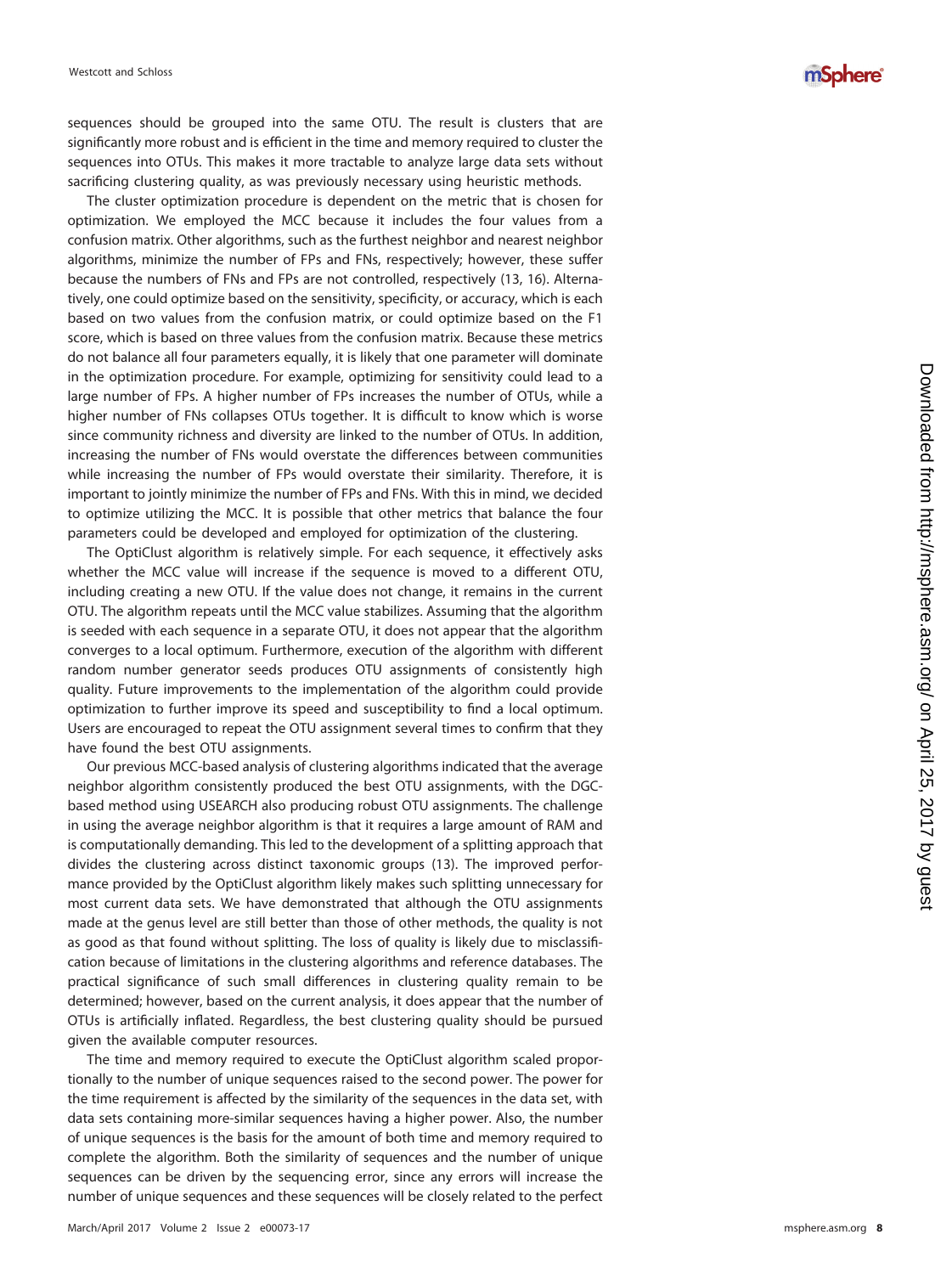sequences should be grouped into the same OTU. The result is clusters that are significantly more robust and is efficient in the time and memory required to cluster the sequences into OTUs. This makes it more tractable to analyze large data sets without sacrificing clustering quality, as was previously necessary using heuristic methods.

The cluster optimization procedure is dependent on the metric that is chosen for optimization. We employed the MCC because it includes the four values from a confusion matrix. Other algorithms, such as the furthest neighbor and nearest neighbor algorithms, minimize the number of FPs and FNs, respectively; however, these suffer because the numbers of FNs and FPs are not controlled, respectively (13, 16). Alternatively, one could optimize based on the sensitivity, specificity, or accuracy, which is each based on two values from the confusion matrix, or could optimize based on the F1 score, which is based on three values from the confusion matrix. Because these metrics do not balance all four parameters equally, it is likely that one parameter will dominate in the optimization procedure. For example, optimizing for sensitivity could lead to a large number of FPs. A higher number of FPs increases the number of OTUs, while a higher number of FNs collapses OTUs together. It is difficult to know which is worse since community richness and diversity are linked to the number of OTUs. In addition, increasing the number of FNs would overstate the differences between communities while increasing the number of FPs would overstate their similarity. Therefore, it is important to jointly minimize the number of FPs and FNs. With this in mind, we decided to optimize utilizing the MCC. It is possible that other metrics that balance the four parameters could be developed and employed for optimization of the clustering.

The OptiClust algorithm is relatively simple. For each sequence, it effectively asks whether the MCC value will increase if the sequence is moved to a different OTU, including creating a new OTU. If the value does not change, it remains in the current OTU. The algorithm repeats until the MCC value stabilizes. Assuming that the algorithm is seeded with each sequence in a separate OTU, it does not appear that the algorithm converges to a local optimum. Furthermore, execution of the algorithm with different random number generator seeds produces OTU assignments of consistently high quality. Future improvements to the implementation of the algorithm could provide optimization to further improve its speed and susceptibility to find a local optimum. Users are encouraged to repeat the OTU assignment several times to confirm that they have found the best OTU assignments.

Our previous MCC-based analysis of clustering algorithms indicated that the average neighbor algorithm consistently produced the best OTU assignments, with the DGC-based method using USEARCH also producing robust OTU assignments. The challenge in using the average neighbor algorithm is that it requires a large amount of RAM and is computationally demanding. This led to the development of a splitting approach that divides the clustering across distinct taxonomic groups (13). The improved performance provided by the OptiClust algorithm likely makes such splitting unnecessary for most current data sets. We have demonstrated that although the OTU assignments made at the genus level are still better than those of other methods, the quality is not as good as that found without splitting. The loss of quality is likely due to misclassification because of limitations in the clustering algorithms and reference databases. The practical significance of such small differences in clustering quality remain to be determined; however, based on the current analysis, it does appear that the number of OTUs is artificially inflated. Regardless, the best clustering quality should be pursued given the available computer resources.

The time and memory required to execute the OptiClust algorithm scaled proportionally to the number of unique sequences raised to the second power. The power for the time requirement is affected by the similarity of the sequences in the data set, with data sets containing more-similar sequences having a higher power. Also, the number of unique sequences is the basis for the amount of both time and memory required to complete the algorithm. Both the similarity of sequences and the number of unique sequences can be driven by the sequencing error, since any errors will increase the number of unique sequences and these sequences will be closely related to the perfect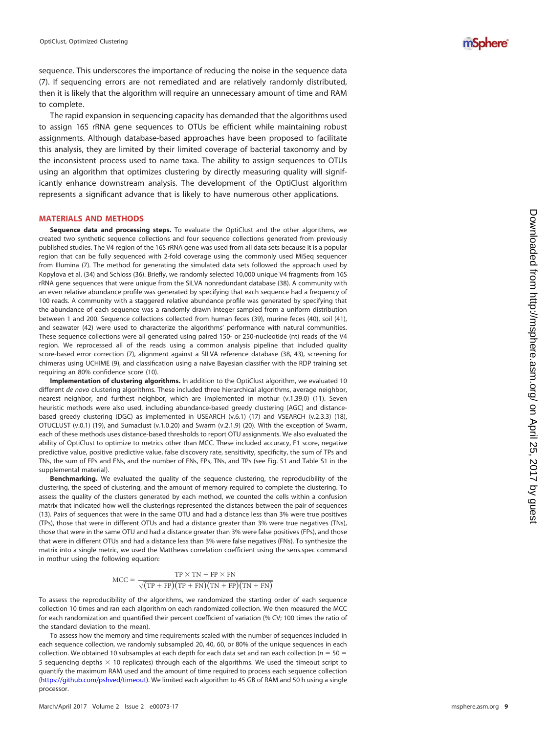sequence. This underscores the importance of reducing the noise in the sequence data (7). If sequencing errors are not remediated and are relatively randomly distributed, then it is likely that the algorithm will require an unnecessary amount of time and RAM to complete.

The rapid expansion in sequencing capacity has demanded that the algorithms used to assign 16S rRNA gene sequences to OTUs be efficient while maintaining robust assignments. Although database-based approaches have been proposed to facilitate this analysis, they are limited by their limited coverage of bacterial taxonomy and by the inconsistent process used to name taxa. The ability to assign sequences to OTUs using an algorithm that optimizes clustering by directly measuring quality will significantly enhance downstream analysis. The development of the OptiClust algorithm represents a significant advance that is likely to have numerous other applications.

## MATERIALS AND METHODS

**Sequence data and processing steps.** To evaluate the OptiClust and the other algorithms, we created two synthetic sequence collections and four sequence collections generated from previously published studies. The V4 region of the 16S rRNA gene was used from all data sets because it is a popular region that can be fully sequenced with 2-fold coverage using the commonly used MiSeq sequencer from Illumina (7). The method for generating the simulated data sets followed the approach used by Kopylova et al. (34) and Schloss (36). Briefly, we randomly selected 10,000 unique V4 fragments from 16S rRNA gene sequences that were unique from the SILVA nonredundant database (38). A community with an even relative abundance profile was generated by specifying that each sequence had a frequency of 100 reads. A community with a staggered relative abundance profile was generated by specifying that the abundance of each sequence was a randomly drawn integer sampled from a uniform distribution between 1 and 200. Sequence collections collected from human feces (39), murine feces (40), soil (41), and seawater (42) were used to characterize the algorithms' performance with natural communities. These sequence collections were all generated using paired 150- or 250-nucleotide (nt) reads of the V4 region. We reprocessed all of the reads using a common analysis pipeline that included quality score-based error correction (7), alignment against a SILVA reference database (38, 43), screening for chimeras using UCHIME (9), and classification using a naive Bayesian classifier with the RDP training set requiring an 80% confidence score (10).

**Implementation of clustering algorithms.** In addition to the OptiClust algorithm, we evaluated 10 different *de novo* clustering algorithms. These included three hierarchical algorithms, average neighbor, nearest neighbor, and furthest neighbor, which are implemented in mothur (v.1.39.0) (11). Seven heuristic methods were also used, including abundance-based greedy clustering (AGC) and distance-based greedy clustering (DGC) as implemented in USEARCH (v.6.1) (17) and VSEARCH (v.2.3.3) (18), OTUCLUST (v.0.1) (19), and Sumaclust (v.1.0.20) and Swarm (v.2.1.9) (20). With the exception of Swarm, each of these methods uses distance-based thresholds to report OTU assignments. We also evaluated the ability of OptiClust to optimize to metrics other than MCC. These included accuracy, F1 score, negative predictive value, positive predictive value, false discovery rate, sensitivity, specificity, the sum of TPs and TNs, the sum of FPs and FNs, and the number of FNs, FPs, TNs, and TPs (see Fig. S1 and Table S1 in the supplemental material).

**Benchmarking.** We evaluated the quality of the sequence clustering, the reproducibility of the clustering, the speed of clustering, and the amount of memory required to complete the clustering. To assess the quality of the clusters generated by each method, we counted the cells within a confusion matrix that indicated how well the clusterings represented the distances between the pair of sequences (13). Pairs of sequences that were in the same OTU and had a distance less than 3% were true positives (TPs), those that were in different OTUs and had a distance greater than 3% were true negatives (TNs), those that were in the same OTU and had a distance greater than 3% were false positives (FPs), and those that were in different OTUs and had a distance less than 3% were false negatives (FNs). To synthesize the matrix into a single metric, we used the Matthews correlation coefficient using the sens.spec command in mothur using the following equation:

$$\mathrm{MCC} = \frac{\mathrm{TP} \times \mathrm{TN} - \mathrm{FP} \times \mathrm{FN}}{\sqrt{(\mathrm{TP} + \mathrm{FP})(\mathrm{TP} + \mathrm{FN})(\mathrm{TN} + \mathrm{FP})(\mathrm{TN} + \mathrm{FN})}}$$

To assess the reproducibility of the algorithms, we randomized the starting order of each sequence collection 10 times and ran each algorithm on each randomized collection. We then measured the MCC for each randomization and quantified their percent coefficient of variation (% CV; 100 times the ratio of the standard deviation to the mean).

To assess how the memory and time requirements scaled with the number of sequences included in each sequence collection, we randomly subsampled 20, 40, 60, or 80% of the unique sequences in each collection. We obtained 10 subsamples at each depth for each data set and ran each collection ($n = 50 = 5$ sequencing depths $\times$ 10 replicates) through each of the algorithms. We used the timeout script to quantify the maximum RAM used and the amount of time required to process each sequence collection (https://github.com/pshved/timeout). We limited each algorithm to 45 GB of RAM and 50 h using a single processor.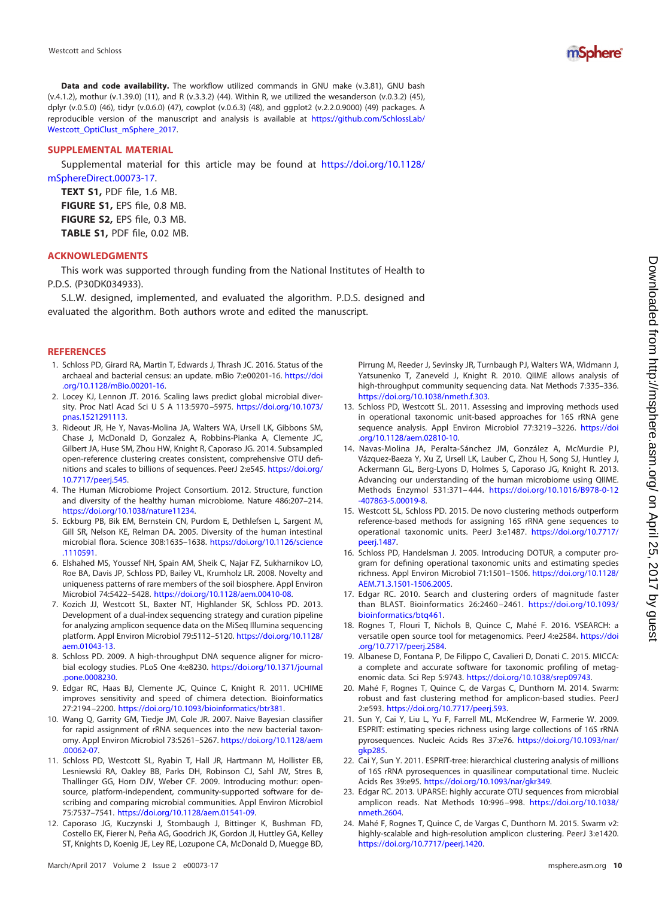**Data and code availability.** The workflow utilized commands in GNU make (v.3.81), GNU bash (v.4.1.2), mothur (v.1.39.0) (11), and R (v.3.3.2) (44). Within R, we utilized the wesanderson (v.0.3.2) (45), dplyr (v.0.5.0) (46), tidyr (v.0.6.0) (47), cowplot (v.0.6.3) (48), and ggplot2 (v.2.2.0.9000) (49) packages. A reproducible version of the manuscript and analysis is available at https://github.com/SchlossLab/Westcott_OptiClust_mSphere_2017.

## SUPPLEMENTAL MATERIAL

Supplemental material for this article may be found at https://doi.org/10.1128/mSphereDirect.00073-17.

**TEXT S1,** PDF file, 1.6 MB.
**FIGURE S1,** EPS file, 0.8 MB.
**FIGURE S2,** EPS file, 0.3 MB.
**TABLE S1,** PDF file, 0.02 MB.

## ACKNOWLEDGMENTS

This work was supported through funding from the National Institutes of Health to P.D.S. (P30DK034933).

S.L.W. designed, implemented, and evaluated the algorithm. P.D.S. designed and evaluated the algorithm. Both authors wrote and edited the manuscript.

## REFERENCES

1. Schloss PD, Girard RA, Martin T, Edwards J, Thrash JC. 2016. Status of the archaeal and bacterial census: an update. mBio 7:e00201-16. https://doi.org/10.1128/mBio.00201-16.
2. Locey KJ, Lennon JT. 2016. Scaling laws predict global microbial diversity. Proc Natl Acad Sci U S A 113:5970–5975. https://doi.org/10.1073/pnas.1521291113.
3. Rideout JR, He Y, Navas-Molina JA, Walters WA, Ursell LK, Gibbons SM, Chase J, McDonald D, Gonzalez A, Robbins-Pianka A, Clemente JC, Gilbert JA, Huse SM, Zhou HW, Knight R, Caporaso JG. 2014. Subsampled open-reference clustering creates consistent, comprehensive OTU definitions and scales to billions of sequences. PeerJ 2:e545. https://doi.org/10.7717/peerj.545.
4. The Human Microbiome Project Consortium. 2012. Structure, function and diversity of the healthy human microbiome. Nature 486:207–214. https://doi.org/10.1038/nature11234.
5. Eckburg PB, Bik EM, Bernstein CN, Purdom E, Dethlefsen L, Sargent M, Gill SR, Nelson KE, Relman DA. 2005. Diversity of the human intestinal microbial flora. Science 308:1635–1638. https://doi.org/10.1126/science.1110591.
6. Elshahed MS, Youssef NH, Spain AM, Sheik C, Najar FZ, Sukharnikov LO, Roe BA, Davis JP, Schloss PD, Bailey VL, Krumholz LR. 2008. Novelty and uniqueness patterns of rare members of the soil biosphere. Appl Environ Microbiol 74:5422–5428. https://doi.org/10.1128/aem.00410-08.
7. Kozich JJ, Westcott SL, Baxter NT, Highlander SK, Schloss PD. 2013. Development of a dual-index sequencing strategy and curation pipeline for analyzing amplicon sequence data on the MiSeq Illumina sequencing platform. Appl Environ Microbiol 79:5112–5120. https://doi.org/10.1128/aem.01043-13.
8. Schloss PD. 2009. A high-throughput DNA sequence aligner for microbial ecology studies. PLoS One 4:e8230. https://doi.org/10.1371/journal.pone.0008230.
9. Edgar RC, Haas BJ, Clemente JC, Quince C, Knight R. 2011. UCHIME improves sensitivity and speed of chimera detection. Bioinformatics 27:2194–2200. https://doi.org/10.1093/bioinformatics/btr381.
10. Wang Q, Garrity GM, Tiedje JM, Cole JR. 2007. Naive Bayesian classifier for rapid assignment of rRNA sequences into the new bacterial taxonomy. Appl Environ Microbiol 73:5261–5267. https://doi.org/10.1128/aem.00062-07.
11. Schloss PD, Westcott SL, Ryabin T, Hall JR, Hartmann M, Hollister EB, Lesniewski RA, Oakley BB, Parks DH, Robinson CJ, Sahl JW, Stres B, Thallinger GG, Horn DJV, Weber CF. 2009. Introducing mothur: open-source, platform-independent, community-supported software for describing and comparing microbial communities. Appl Environ Microbiol 75:7537–7541. https://doi.org/10.1128/aem.01541-09.
12. Caporaso JG, Kuczynski J, Stombaugh J, Bittinger K, Bushman FD, Costello EK, Fierer N, Peña AG, Goodrich JK, Gordon JI, Huttley GA, Kelley ST, Knights D, Koenig JE, Ley RE, Lozupone CA, McDonald D, Muegge BD, Pirrung M, Reeder J, Sevinsky JR, Turnbaugh PJ, Walters WA, Widmann J, Yatsunenko T, Zaneveld J, Knight R. 2010. QIIME allows analysis of high-throughput community sequencing data. Nat Methods 7:335–336. https://doi.org/10.1038/nmeth.f.303.
13. Schloss PD, Westcott SL. 2011. Assessing and improving methods used in operational taxonomic unit-based approaches for 16S rRNA gene sequence analysis. Appl Environ Microbiol 77:3219–3226. https://doi.org/10.1128/aem.02810-10.
14. Navas-Molina JA, Peralta-Sánchez JM, González A, McMurdie PJ, Vázquez-Baeza Y, Xu Z, Ursell LK, Lauber C, Zhou H, Song SJ, Huntley J, Ackermann GL, Berg-Lyons D, Holmes S, Caporaso JG, Knight R. 2013. Advancing our understanding of the human microbiome using QIIME. Methods Enzymol 531:371–444. https://doi.org/10.1016/B978-0-12-407863-5.00019-8.
15. Westcott SL, Schloss PD. 2015. De novo clustering methods outperform reference-based methods for assigning 16S rRNA gene sequences to operational taxonomic units. PeerJ 3:e1487. https://doi.org/10.7717/peerj.1487.
16. Schloss PD, Handelsman J. 2005. Introducing DOTUR, a computer program for defining operational taxonomic units and estimating species richness. Appl Environ Microbiol 71:1501–1506. https://doi.org/10.1128/AEM.71.3.1501-1506.2005.
17. Edgar RC. 2010. Search and clustering orders of magnitude faster than BLAST. Bioinformatics 26:2460–2461. https://doi.org/10.1093/bioinformatics/btq461.
18. Rognes T, Flouri T, Nichols B, Quince C, Mahé F. 2016. VSEARCH: a versatile open source tool for metagenomics. PeerJ 4:e2584. https://doi.org/10.7717/peerj.2584.
19. Albanese D, Fontana P, De Filippo C, Cavalieri D, Donati C. 2015. MICCA: a complete and accurate software for taxonomic profiling of metagenomic data. Sci Rep 5:9743. https://doi.org/10.1038/srep09743.
20. Mahé F, Rognes T, Quince C, de Vargas C, Dunthorn M. 2014. Swarm: robust and fast clustering method for amplicon-based studies. PeerJ 2:e593. https://doi.org/10.7717/peerj.593.
21. Sun Y, Cai Y, Liu L, Yu F, Farrell ML, McKendree W, Farmerie W. 2009. ESPRIT: estimating species richness using large collections of 16S rRNA pyrosequences. Nucleic Acids Res 37:e76. https://doi.org/10.1093/nar/gkp285.
22. Cai Y, Sun Y. 2011. ESPRIT-tree: hierarchical clustering analysis of millions of 16S rRNA pyrosequences in quasilinear computational time. Nucleic Acids Res 39:e95. https://doi.org/10.1093/nar/gkr349.
23. Edgar RC. 2013. UPARSE: highly accurate OTU sequences from microbial amplicon reads. Nat Methods 10:996–998. https://doi.org/10.1038/nmeth.2604.
24. Mahé F, Rognes T, Quince C, de Vargas C, Dunthorn M. 2015. Swarm v2: highly-scalable and high-resolution amplicon clustering. PeerJ 3:e1420. https://doi.org/10.7717/peerj.1420.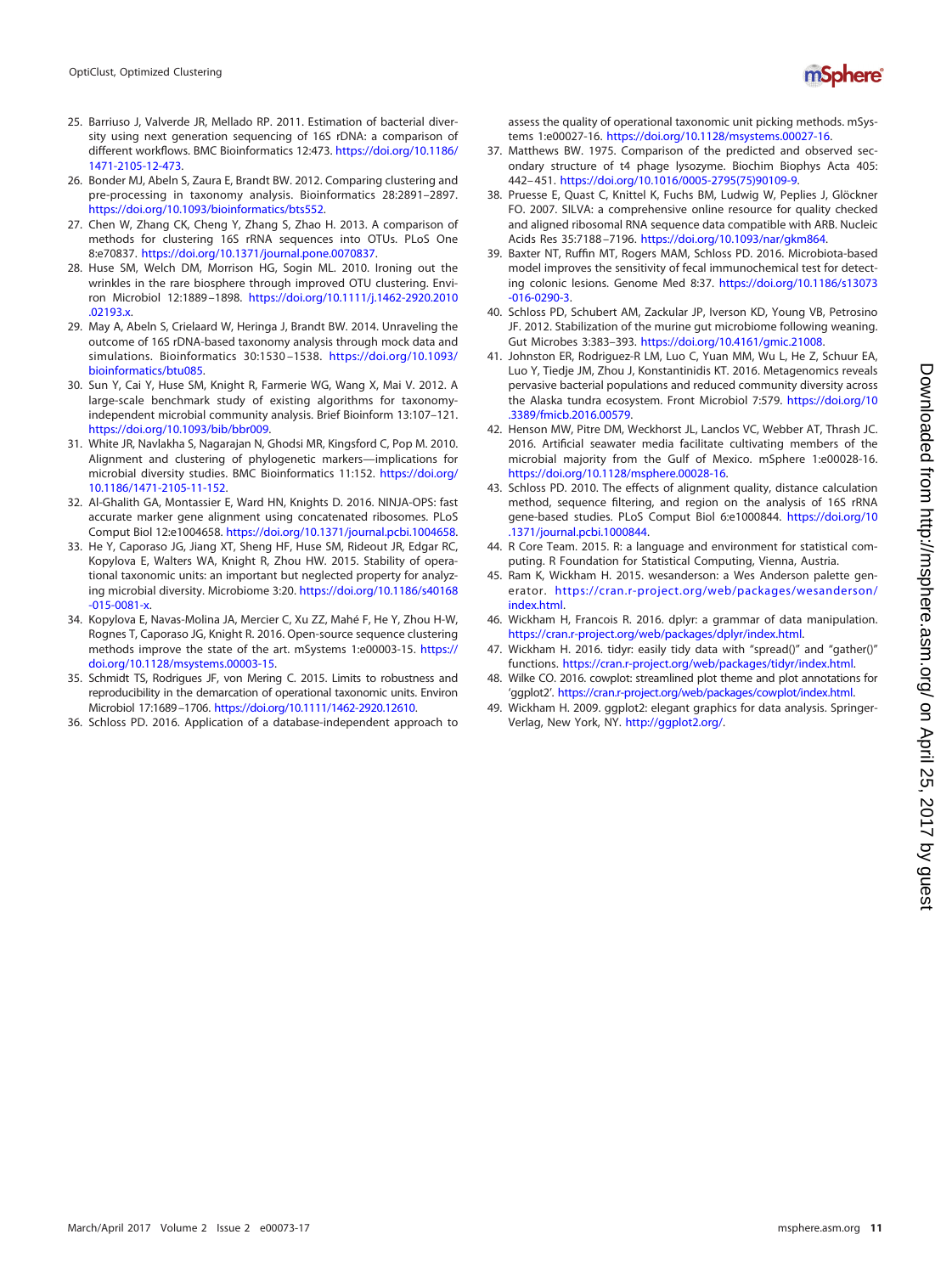25. Barriuso J, Valverde JR, Mellado RP. 2011. Estimation of bacterial diversity using next generation sequencing of 16S rDNA: a comparison of different workflows. BMC Bioinformatics 12:473. https://doi.org/10.1186/1471-2105-12-473.
26. Bonder MJ, Abeln S, Zaura E, Brandt BW. 2012. Comparing clustering and pre-processing in taxonomy analysis. Bioinformatics 28:2891–2897. https://doi.org/10.1093/bioinformatics/bts552.
27. Chen W, Zhang CK, Cheng Y, Zhang S, Zhao H. 2013. A comparison of methods for clustering 16S rRNA sequences into OTUs. PLoS One 8:e70837. https://doi.org/10.1371/journal.pone.0070837.
28. Huse SM, Welch DM, Morrison HG, Sogin ML. 2010. Ironing out the wrinkles in the rare biosphere through improved OTU clustering. Environ Microbiol 12:1889–1898. https://doi.org/10.1111/j.1462-2920.2010.02193.x.
29. May A, Abeln S, Crielaard W, Heringa J, Brandt BW. 2014. Unraveling the outcome of 16S rDNA-based taxonomy analysis through mock data and simulations. Bioinformatics 30:1530–1538. https://doi.org/10.1093/bioinformatics/btu085.
30. Sun Y, Cai Y, Huse SM, Knight R, Farmerie WG, Wang X, Mai V. 2012. A large-scale benchmark study of existing algorithms for taxonomy-independent microbial community analysis. Brief Bioinform 13:107–121. https://doi.org/10.1093/bib/bbr009.
31. White JR, Navlakha S, Nagarajan N, Ghodsi MR, Kingsford C, Pop M. 2010. Alignment and clustering of phylogenetic markers—implications for microbial diversity studies. BMC Bioinformatics 11:152. https://doi.org/10.1186/1471-2105-11-152.
32. Al-Ghalith GA, Montassier E, Ward HN, Knights D. 2016. NINJA-OPS: fast accurate marker gene alignment using concatenated ribosomes. PLoS Comput Biol 12:e1004658. https://doi.org/10.1371/journal.pcbi.1004658.
33. He Y, Caporaso JG, Jiang XT, Sheng HF, Huse SM, Rideout JR, Edgar RC, Kopylova E, Walters WA, Knight R, Zhou HW. 2015. Stability of operational taxonomic units: an important but neglected property for analyzing microbial diversity. Microbiome 3:20. https://doi.org/10.1186/s40168-015-0081-x.
34. Kopylova E, Navas-Molina JA, Mercier C, Xu ZZ, Mahé F, He Y, Zhou H-W, Rognes T, Caporaso JG, Knight R. 2016. Open-source sequence clustering methods improve the state of the art. mSystems 1:e00003-15. https://doi.org/10.1128/msystems.00003-15.
35. Schmidt TS, Rodrigues JF, von Mering C. 2015. Limits to robustness and reproducibility in the demarcation of operational taxonomic units. Environ Microbiol 17:1689–1706. https://doi.org/10.1111/1462-2920.12610.
36. Schloss PD. 2016. Application of a database-independent approach to assess the quality of operational taxonomic unit picking methods. mSystems 1:e00027-16. https://doi.org/10.1128/msystems.00027-16.
37. Matthews BW. 1975. Comparison of the predicted and observed secondary structure of t4 phage lysozyme. Biochim Biophys Acta 405:442–451. https://doi.org/10.1016/0005-2795(75)90109-9.
38. Pruesse E, Quast C, Knittel K, Fuchs BM, Ludwig W, Peplies J, Glöckner FO. 2007. SILVA: a comprehensive online resource for quality checked and aligned ribosomal RNA sequence data compatible with ARB. Nucleic Acids Res 35:7188–7196. https://doi.org/10.1093/nar/gkm864.
39. Baxter NT, Ruffin MT, Rogers MAM, Schloss PD. 2016. Microbiota-based model improves the sensitivity of fecal immunochemical test for detecting colonic lesions. Genome Med 8:37. https://doi.org/10.1186/s13073-016-0290-3.
40. Schloss PD, Schubert AM, Zackular JP, Iverson KD, Young VB, Petrosino JF. 2012. Stabilization of the murine gut microbiome following weaning. Gut Microbes 3:383–393. https://doi.org/10.4161/gmic.21008.
41. Johnston ER, Rodriguez-R LM, Luo C, Yuan MM, Wu L, He Z, Schuur EA, Luo Y, Tiedje JM, Zhou J, Konstantinidis KT. 2016. Metagenomics reveals pervasive bacterial populations and reduced community diversity across the Alaska tundra ecosystem. Front Microbiol 7:579. https://doi.org/10.3389/fmicb.2016.00579.
42. Henson MW, Pitre DM, Weckhorst JL, Lanclos VC, Webber AT, Thrash JC. 2016. Artificial seawater media facilitate cultivating members of the microbial majority from the Gulf of Mexico. mSphere 1:e00028-16. https://doi.org/10.1128/msphere.00028-16.
43. Schloss PD. 2010. The effects of alignment quality, distance calculation method, sequence filtering, and region on the analysis of 16S rRNA gene-based studies. PLoS Comput Biol 6:e1000844. https://doi.org/10.1371/journal.pcbi.1000844.
44. R Core Team. 2015. R: a language and environment for statistical computing. R Foundation for Statistical Computing, Vienna, Austria.
45. Ram K, Wickham H. 2015. wesanderson: a Wes Anderson palette generator. https://cran.r-project.org/web/packages/wesanderson/index.html.
46. Wickham H, Francois R. 2016. dplyr: a grammar of data manipulation. https://cran.r-project.org/web/packages/dplyr/index.html.
47. Wickham H. 2016. tidyr: easily tidy data with "spread()" and "gather()" functions. https://cran.r-project.org/web/packages/tidyr/index.html.
48. Wilke CO. 2016. cowplot: streamlined plot theme and plot annotations for 'ggplot2'. https://cran.r-project.org/web/packages/cowplot/index.html.
49. Wickham H. 2009. ggplot2: elegant graphics for data analysis. Springer-Verlag, New York, NY. http://ggplot2.org/.